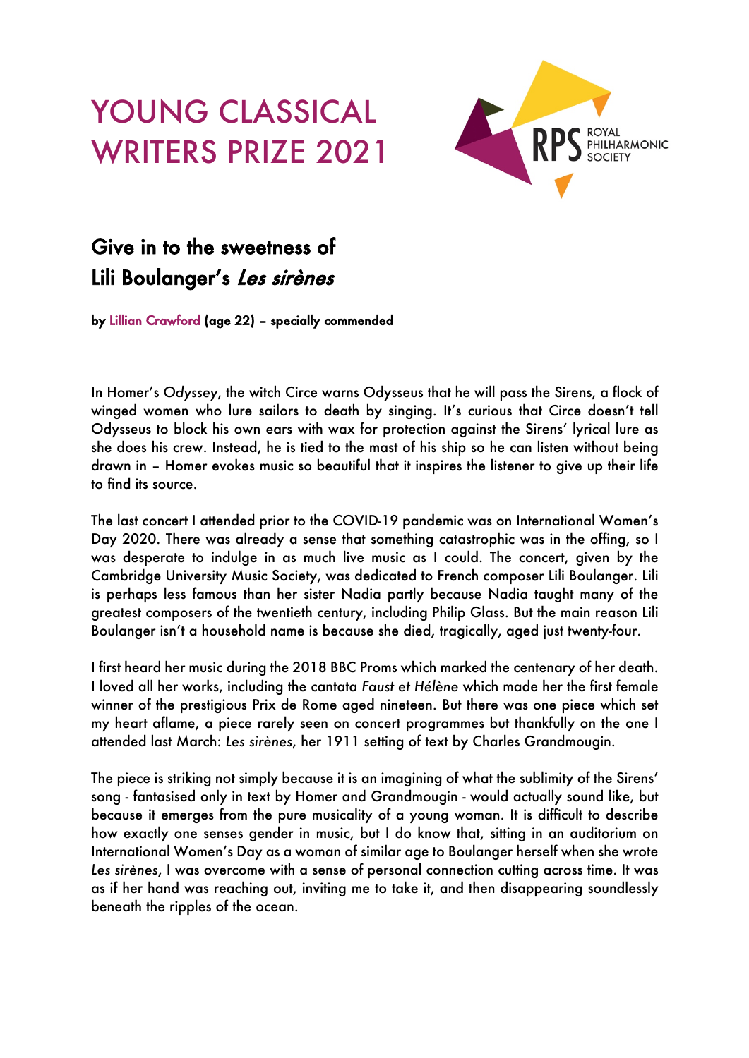# YOUNG CLASSICAL WRITERS PRIZE 2021

ROYAL PHILHARMONIC SOCIETY

## Give in to the sweetness of Lili Boulanger's *Les sirènes*

**by Lillian Crawford (age 22) – specially commended**

In Homer's *Odyssey*, the witch Circe warns Odysseus that he will pass the Sirens, a flock of winged women who lure sailors to death by singing. It's curious that Circe doesn't tell Odysseus to block his own ears with wax for protection against the Sirens' lyrical lure as she does his crew. Instead, he is tied to the mast of his ship so he can listen without being drawn in – Homer evokes music so beautiful that it inspires the listener to give up their life to find its source.

The last concert I attended prior to the COVID-19 pandemic was on International Women's Day 2020. There was already a sense that something catastrophic was in the offing, so I was desperate to indulge in as much live music as I could. The concert, given by the Cambridge University Music Society, was dedicated to French composer Lili Boulanger. Lili is perhaps less famous than her sister Nadia partly because Nadia taught many of the greatest composers of the twentieth century, including Philip Glass. But the main reason Lili Boulanger isn't a household name is because she died, tragically, aged just twenty-four.

I first heard her music during the 2018 BBC Proms which marked the centenary of her death. I loved all her works, including the cantata *Faust et Hélène* which made her the first female winner of the prestigious Prix de Rome aged nineteen. But there was one piece which set my heart aflame, a piece rarely seen on concert programmes but thankfully on the one I attended last March: *Les sirènes*, her 1911 setting of text by Charles Grandmougin.

The piece is striking not simply because it is an imagining of what the sublimity of the Sirens' song - fantasised only in text by Homer and Grandmougin - would actually sound like, but because it emerges from the pure musicality of a young woman. It is difficult to describe how exactly one senses gender in music, but I do know that, sitting in an auditorium on International Women's Day as a woman of similar age to Boulanger herself when she wrote *Les sirènes*, I was overcome with a sense of personal connection cutting across time. It was as if her hand was reaching out, inviting me to take it, and then disappearing soundlessly beneath the ripples of the ocean.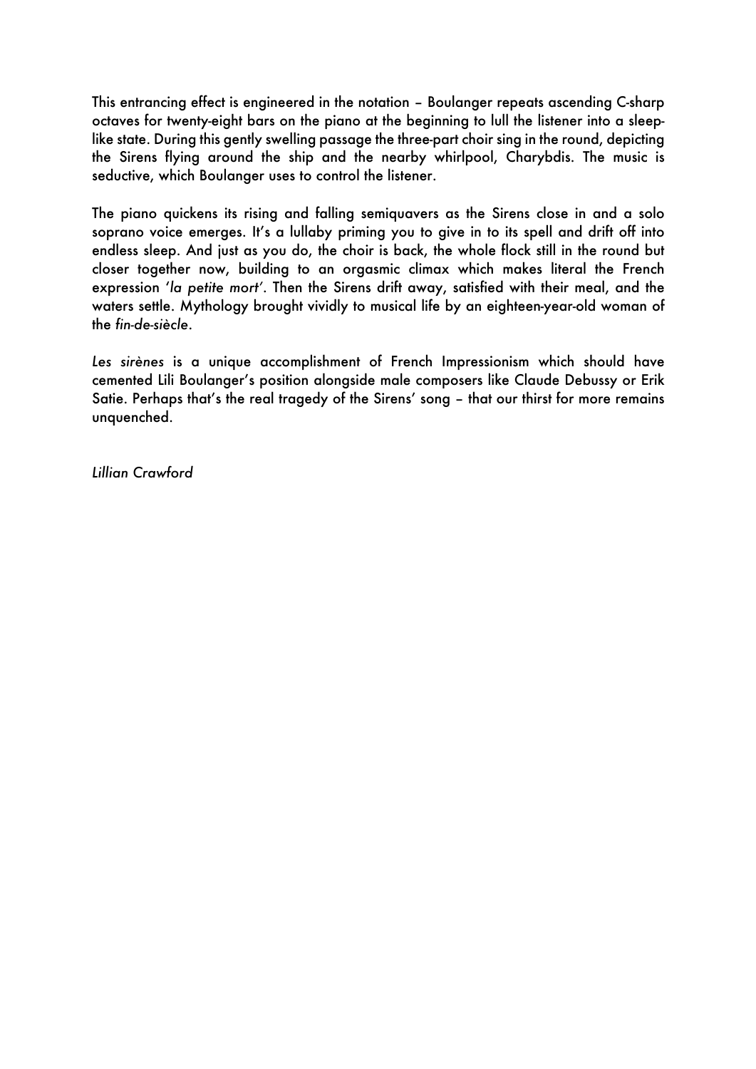This entrancing effect is engineered in the notation – Boulanger repeats ascending C-sharp octaves for twenty-eight bars on the piano at the beginning to lull the listener into a sleep-like state. During this gently swelling passage the three-part choir sing in the round, depicting the Sirens flying around the ship and the nearby whirlpool, Charybdis. The music is seductive, which Boulanger uses to control the listener.

The piano quickens its rising and falling semiquavers as the Sirens close in and a solo soprano voice emerges. It's a lullaby priming you to give in to its spell and drift off into endless sleep. And just as you do, the choir is back, the whole flock still in the round but closer together now, building to an orgasmic climax which makes literal the French expression '*la petite mort*'. Then the Sirens drift away, satisfied with their meal, and the waters settle. Mythology brought vividly to musical life by an eighteen-year-old woman of the *fin-de-siècle*.

*Les sirènes* is a unique accomplishment of French Impressionism which should have cemented Lili Boulanger's position alongside male composers like Claude Debussy or Erik Satie. Perhaps that's the real tragedy of the Sirens' song – that our thirst for more remains unquenched.

*Lillian Crawford*